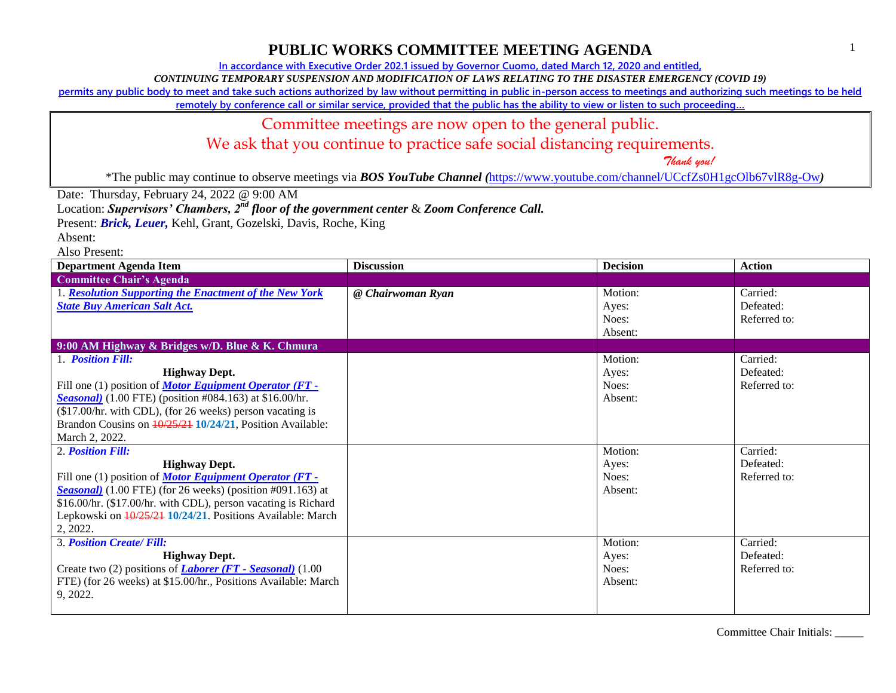# PUBLIC WORKS COMMITTEE MEETING AGENDA

In accordance with Executive Order 202.1 issued by Governor Cuomo, dated March 12, 2020 and entitled,

*CONTINUING TEMPORARY SUSPENSION AND MODIFICATION OF LAWS RELATING TO THE DISASTER EMERGENCY (COVID 19)*

permits any public body to meet and take such actions authorized by law without permitting in public in-person access to meetings and authorizing such meetings to be held remotely by conference call or similar service, provided that the public has the ability to view or listen to such proceeding…

Committee meetings are now open to the general public.

We ask that you continue to practice safe social distancing requirements.

*Thank you!*

*The public may continue to observe meetings via ***BOS YouTube Channel (***https://www.youtube.com/channel/UCcfZs0H1gcOlb67vlR8g-Ow***)**

Date: Thursday, February 24, 2022 @ 9:00 AM

Location: ***Supervisors' Chambers, 2nd floor of the government center*** & ***Zoom Conference Call.***

Present: ***Brick, Leuer,*** Kehl, Grant, Gozelski, Davis, Roche, King

Absent:

Also Present:

| Department Agenda Item | Discussion | Decision | Action |
|---|---|---|---|
| **Committee Chair's Agenda** | | | |
| 1. ***Resolution Supporting the Enactment of the New York State Buy American Salt Act.*** | ***@ Chairwoman Ryan*** | Motion:<br>Ayes:<br>Noes:<br>Absent: | Carried:<br>Defeated:<br>Referred to: |
| **9:00 AM Highway & Bridges w/D. Blue & K. Chmura** | | | |
| 1. ***Position Fill:***<br>**Highway Dept.**<br>Fill one (1) position of ***Motor Equipment Operator (FT - Seasonal)*** (1.00 FTE) (position #084.163) at $16.00/hr. ($17.00/hr. with CDL), (for 26 weeks) person vacating is Brandon Cousins on ~~10/25/21~~ **10/24/21**, Position Available: March 2, 2022. | | Motion:<br>Ayes:<br>Noes:<br>Absent: | Carried:<br>Defeated:<br>Referred to: |
| 2. ***Position Fill:***<br>**Highway Dept.**<br>Fill one (1) position of ***Motor Equipment Operator (FT - Seasonal)*** (1.00 FTE) (for 26 weeks) (position #091.163) at $16.00/hr. ($17.00/hr. with CDL), person vacating is Richard Lepkowski on ~~10/25/21~~ **10/24/21**. Positions Available: March 2, 2022. | | Motion:<br>Ayes:<br>Noes:<br>Absent: | Carried:<br>Defeated:<br>Referred to: |
| 3. ***Position Create/ Fill:***<br>**Highway Dept.**<br>Create two (2) positions of ***Laborer (FT - Seasonal)*** (1.00 FTE) (for 26 weeks) at $15.00/hr., Positions Available: March 9, 2022. | | Motion:<br>Ayes:<br>Noes:<br>Absent: | Carried:<br>Defeated:<br>Referred to: |

Committee Chair Initials: _____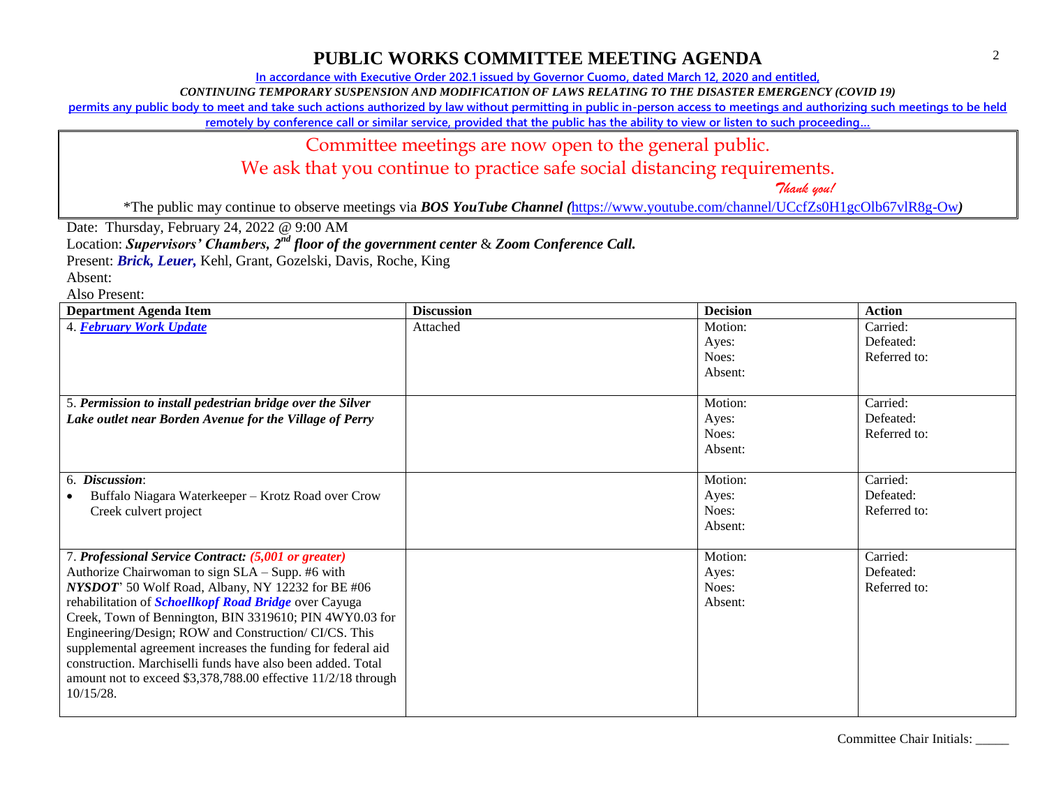# PUBLIC WORKS COMMITTEE MEETING AGENDA

In accordance with Executive Order 202.1 issued by Governor Cuomo, dated March 12, 2020 and entitled,

*CONTINUING TEMPORARY SUSPENSION AND MODIFICATION OF LAWS RELATING TO THE DISASTER EMERGENCY (COVID 19)*

permits any public body to meet and take such actions authorized by law without permitting in public in-person access to meetings and authorizing such meetings to be held remotely by conference call or similar service, provided that the public has the ability to view or listen to such proceeding…

Committee meetings are now open to the general public.

We ask that you continue to practice safe social distancing requirements.

*Thank you!*

*The public may continue to observe meetings via ***BOS YouTube Channel*** *(*https://www.youtube.com/channel/UCcfZs0H1gcOlb67vlR8g-Ow*)*

Date: Thursday, February 24, 2022 @ 9:00 AM

Location: ***Supervisors' Chambers, 2nd floor of the government center*** & ***Zoom Conference Call.***

Present: ***Brick, Leuer,*** Kehl, Grant, Gozelski, Davis, Roche, King

Absent:

Also Present:

| Department Agenda Item | Discussion | Decision | Action |
|---|---|---|---|
| 4. ***February Work Update*** | Attached | Motion:<br>Ayes:<br>Noes:<br>Absent: | Carried:<br>Defeated:<br>Referred to: |
| 5. ***Permission to install pedestrian bridge over the Silver Lake outlet near Borden Avenue for the Village of Perry*** | | Motion:<br>Ayes:<br>Noes:<br>Absent: | Carried:<br>Defeated:<br>Referred to: |
| 6. ***Discussion***:<br>• Buffalo Niagara Waterkeeper – Krotz Road over Crow Creek culvert project | | Motion:<br>Ayes:<br>Noes:<br>Absent: | Carried:<br>Defeated:<br>Referred to: |
| 7. ***Professional Service Contract: (5,001 or greater)*** Authorize Chairwoman to sign SLA – Supp. #6 with ***NYSDOT***' 50 Wolf Road, Albany, NY 12232 for BE #06 rehabilitation of ***Schoellkopf Road Bridge*** over Cayuga Creek, Town of Bennington, BIN 3319610; PIN 4WY0.03 for Engineering/Design; ROW and Construction/ CI/CS. This supplemental agreement increases the funding for federal aid construction. Marchiselli funds have also been added. Total amount not to exceed $3,378,788.00 effective 11/2/18 through 10/15/28. | | Motion:<br>Ayes:<br>Noes:<br>Absent: | Carried:<br>Defeated:<br>Referred to: |

Committee Chair Initials: _____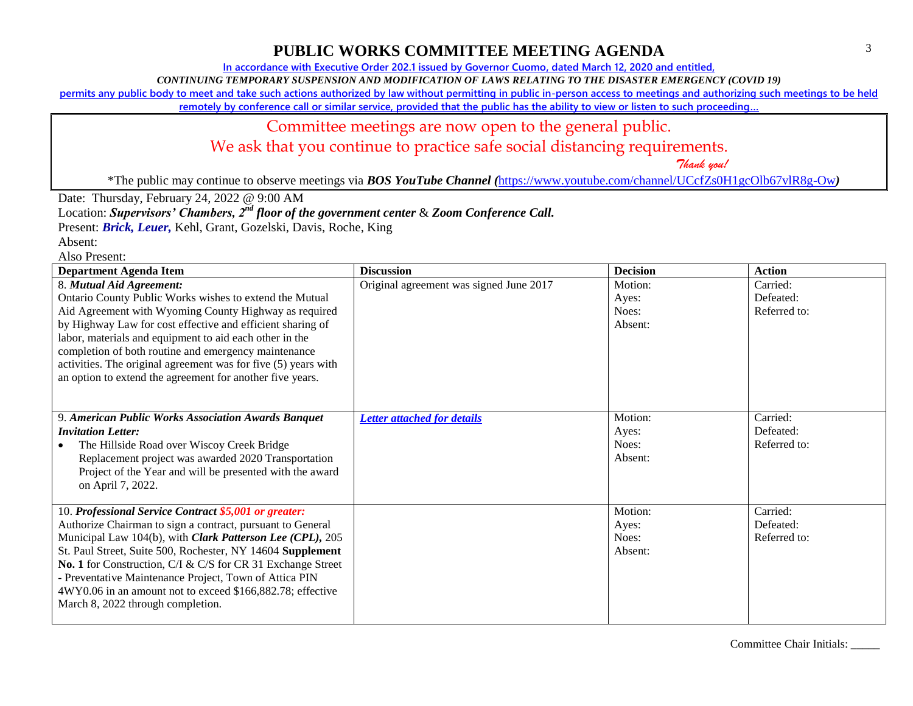# PUBLIC WORKS COMMITTEE MEETING AGENDA

In accordance with Executive Order 202.1 issued by Governor Cuomo, dated March 12, 2020 and entitled,

*CONTINUING TEMPORARY SUSPENSION AND MODIFICATION OF LAWS RELATING TO THE DISASTER EMERGENCY (COVID 19)*

permits any public body to meet and take such actions authorized by law without permitting in public in-person access to meetings and authorizing such meetings to be held remotely by conference call or similar service, provided that the public has the ability to view or listen to such proceeding…

Committee meetings are now open to the general public.

We ask that you continue to practice safe social distancing requirements.

*Thank you!*

*The public may continue to observe meetings via ***BOS YouTube Channel*** *(*https://www.youtube.com/channel/UCcfZs0H1gcOlb67vlR8g-Ow*)*

Date: Thursday, February 24, 2022 @ 9:00 AM

Location: ***Supervisors' Chambers, 2nd floor of the government center*** & ***Zoom Conference Call.***

Present: ***Brick, Leuer,*** Kehl, Grant, Gozelski, Davis, Roche, King

Absent:

Also Present:

| Department Agenda Item | Discussion | Decision | Action |
|---|---|---|---|
| 8. ***Mutual Aid Agreement:*** Ontario County Public Works wishes to extend the Mutual Aid Agreement with Wyoming County Highway as required by Highway Law for cost effective and efficient sharing of labor, materials and equipment to aid each other in the completion of both routine and emergency maintenance activities. The original agreement was for five (5) years with an option to extend the agreement for another five years. | Original agreement was signed June 2017 | Motion:<br>Ayes:<br>Noes:<br>Absent: | Carried:<br>Defeated:<br>Referred to: |
| 9. ***American Public Works Association Awards Banquet Invitation Letter:***<br>• The Hillside Road over Wiscoy Creek Bridge Replacement project was awarded 2020 Transportation Project of the Year and will be presented with the award on April 7, 2022. | ***Letter attached for details*** | Motion:<br>Ayes:<br>Noes:<br>Absent: | Carried:<br>Defeated:<br>Referred to: |
| 10. ***Professional Service Contract $5,001 or greater:*** Authorize Chairman to sign a contract, pursuant to General Municipal Law 104(b), with ***Clark Patterson Lee (CPL),*** 205 St. Paul Street, Suite 500, Rochester, NY 14604 **Supplement No. 1** for Construction, C/I & C/S for CR 31 Exchange Street - Preventative Maintenance Project, Town of Attica PIN 4WY0.06 in an amount not to exceed $166,882.78; effective March 8, 2022 through completion. | | Motion:<br>Ayes:<br>Noes:<br>Absent: | Carried:<br>Defeated:<br>Referred to: |

Committee Chair Initials: _____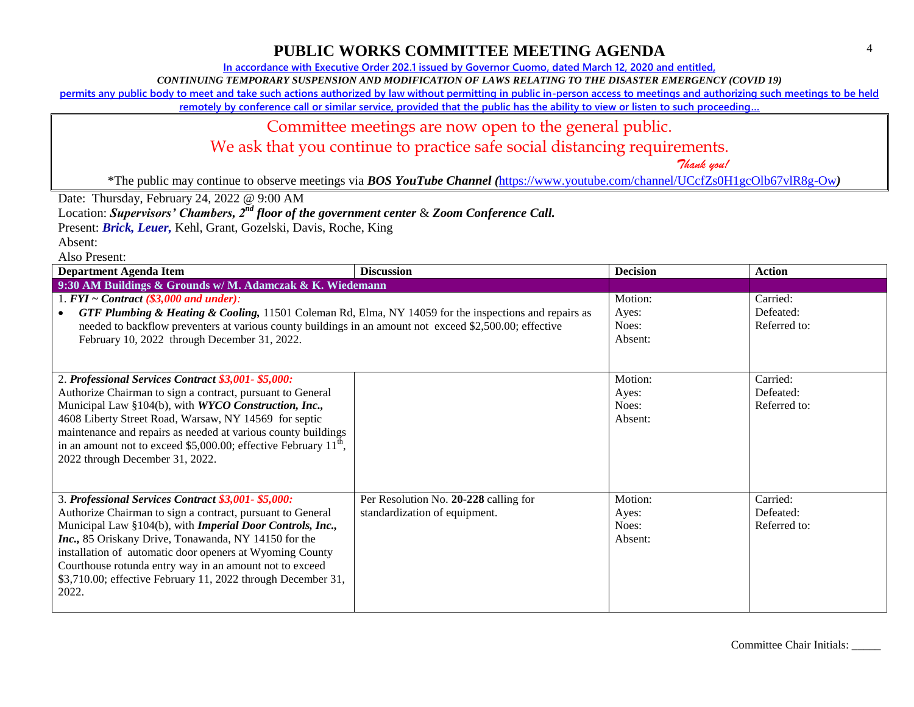# PUBLIC WORKS COMMITTEE MEETING AGENDA

In accordance with Executive Order 202.1 issued by Governor Cuomo, dated March 12, 2020 and entitled,

*CONTINUING TEMPORARY SUSPENSION AND MODIFICATION OF LAWS RELATING TO THE DISASTER EMERGENCY (COVID 19)*

permits any public body to meet and take such actions authorized by law without permitting in public in-person access to meetings and authorizing such meetings to be held remotely by conference call or similar service, provided that the public has the ability to view or listen to such proceeding…

Committee meetings are now open to the general public.

We ask that you continue to practice safe social distancing requirements.

*Thank you!*

*The public may continue to observe meetings via ***BOS YouTube Channel (***https://www.youtube.com/channel/UCcfZs0H1gcOlb67vlR8g-Ow***)***

Date: Thursday, February 24, 2022 @ 9:00 AM

Location: ***Supervisors' Chambers, 2nd floor of the government center*** & ***Zoom Conference Call.***

Present: ***Brick, Leuer,*** Kehl, Grant, Gozelski, Davis, Roche, King

Absent:

Also Present:

| Department Agenda Item | Discussion | Decision | Action |
|---|---|---|---|
| **9:30 AM Buildings & Grounds w/ M. Adamczak & K. Wiedemann** | | | |
| 1. ***FYI ~ Contract*** ***($3,000 and under):*** <br>• ***GTF Plumbing & Heating & Cooling,*** 11501 Coleman Rd, Elma, NY 14059 for the inspections and repairs as needed to backflow preventers at various county buildings in an amount not exceed $2,500.00; effective February 10, 2022 through December 31, 2022. | | Motion:<br>Ayes:<br>Noes:<br>Absent: | Carried:<br>Defeated:<br>Referred to: |
| 2. ***Professional Services Contract $3,001- $5,000:*** <br>Authorize Chairman to sign a contract, pursuant to General Municipal Law §104(b), with ***WYCO Construction, Inc.,*** 4608 Liberty Street Road, Warsaw, NY 14569 for septic maintenance and repairs as needed at various county buildings in an amount not to exceed $5,000.00; effective February 11th, 2022 through December 31, 2022. | | Motion:<br>Ayes:<br>Noes:<br>Absent: | Carried:<br>Defeated:<br>Referred to: |
| 3. ***Professional Services Contract $3,001- $5,000:*** <br>Authorize Chairman to sign a contract, pursuant to General Municipal Law §104(b), with ***Imperial Door Controls, Inc., Inc.,*** 85 Oriskany Drive, Tonawanda, NY 14150 for the installation of automatic door openers at Wyoming County Courthouse rotunda entry way in an amount not to exceed $3,710.00; effective February 11, 2022 through December 31, 2022. | Per Resolution No. **20-228** calling for standardization of equipment. | Motion:<br>Ayes:<br>Noes:<br>Absent: | Carried:<br>Defeated:<br>Referred to: |

Committee Chair Initials: _____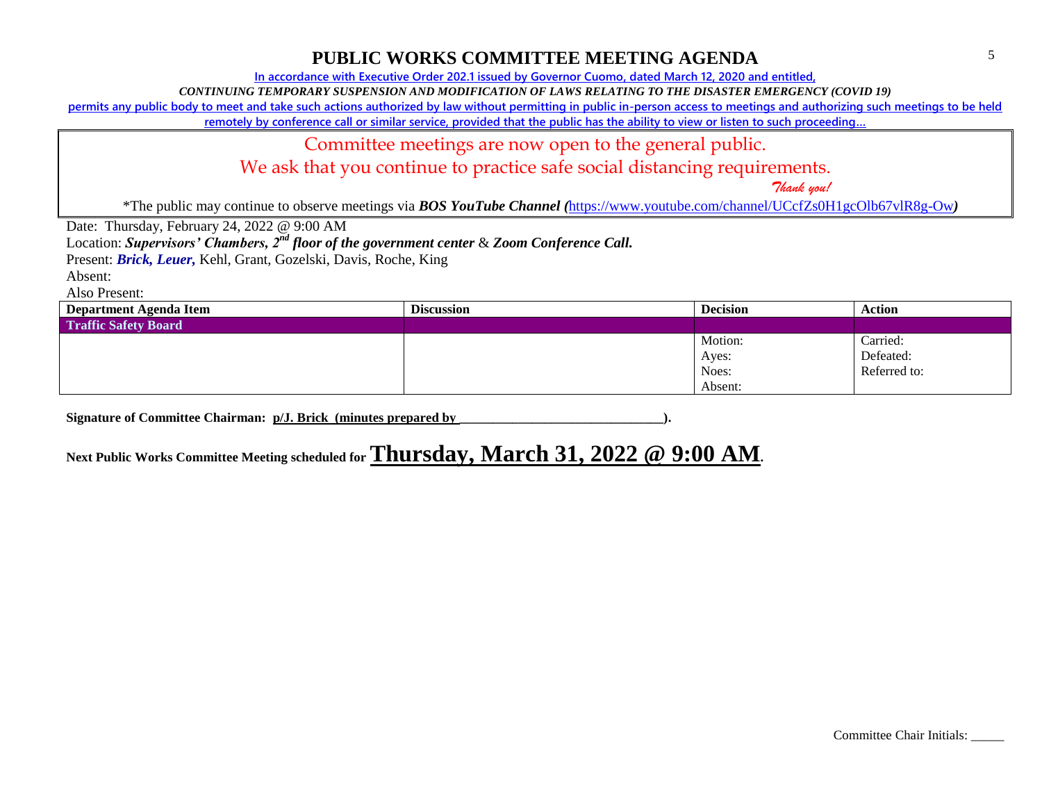# PUBLIC WORKS COMMITTEE MEETING AGENDA

In accordance with Executive Order 202.1 issued by Governor Cuomo, dated March 12, 2020 and entitled,

*CONTINUING TEMPORARY SUSPENSION AND MODIFICATION OF LAWS RELATING TO THE DISASTER EMERGENCY (COVID 19)*

permits any public body to meet and take such actions authorized by law without permitting in public in-person access to meetings and authorizing such meetings to be held remotely by conference call or similar service, provided that the public has the ability to view or listen to such proceeding…

Committee meetings are now open to the general public.

We ask that you continue to practice safe social distancing requirements.

*Thank you!*

*The public may continue to observe meetings via ***BOS YouTube Channel (***https://www.youtube.com/channel/UCcfZs0H1gcOlb67vlR8g-Ow***)***

Date: Thursday, February 24, 2022 @ 9:00 AM

Location: ***Supervisors' Chambers, 2nd floor of the government center*** & ***Zoom Conference Call.***

Present: ***Brick, Leuer,*** Kehl, Grant, Gozelski, Davis, Roche, King

Absent:

Also Present:

| Department Agenda Item | Discussion | Decision | Action |
|---|---|---|---|
| **Traffic Safety Board** | | | |
| | | Motion:<br>Ayes:<br>Noes:<br>Absent: | Carried:<br>Defeated:<br>Referred to: |

**Signature of Committee Chairman: p/J. Brick (minutes prepared by ______________________________).**

**Next Public Works Committee Meeting scheduled for Thursday, March 31, 2022 @ 9:00 AM.**

Committee Chair Initials: _____